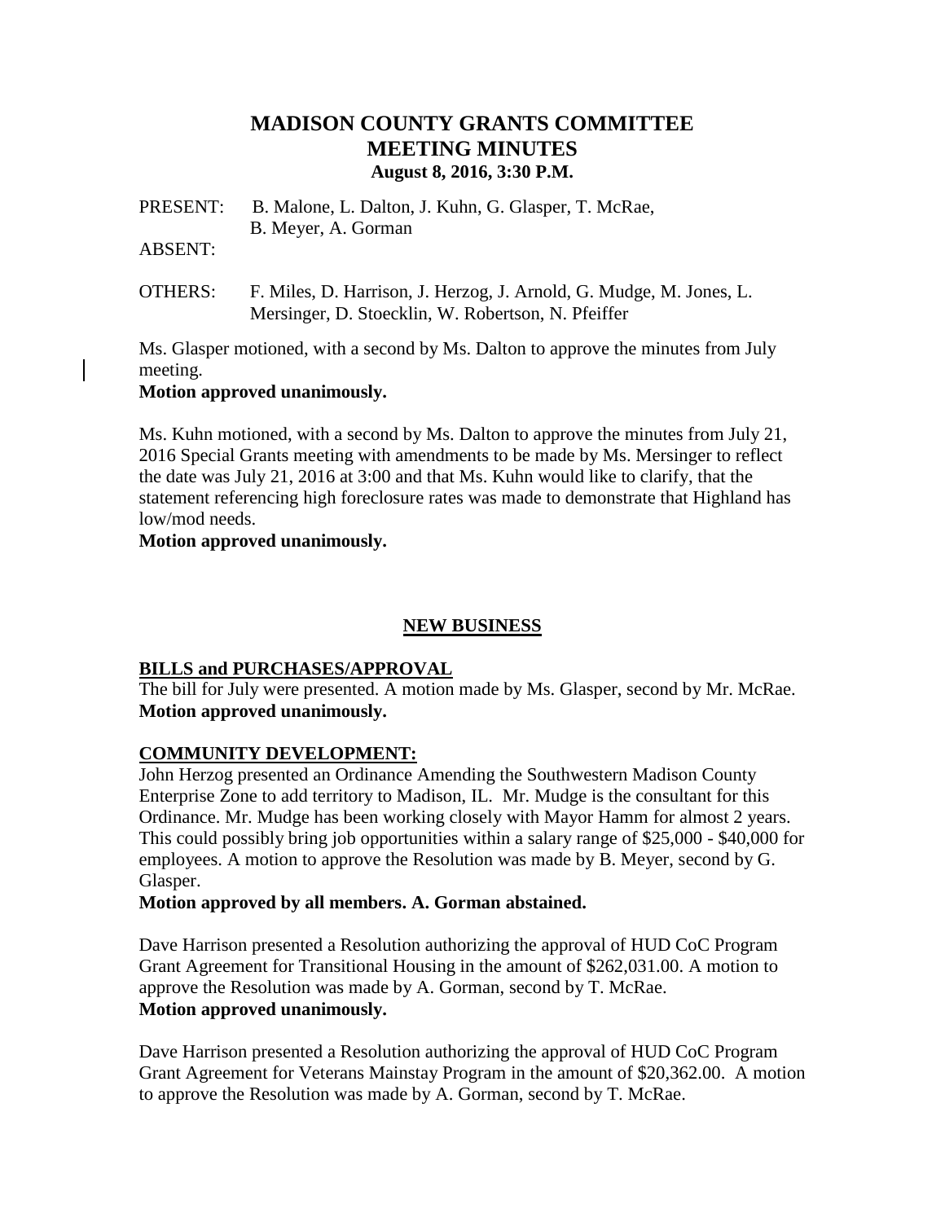# MADISON COUNTY GRANTS COMMITTEE
# MEETING MINUTES
### August 8, 2016, 3:30 P.M.

PRESENT: B. Malone, L. Dalton, J. Kuhn, G. Glasper, T. McRae, B. Meyer, A. Gorman

ABSENT:

OTHERS: F. Miles, D. Harrison, J. Herzog, J. Arnold, G. Mudge, M. Jones, L. Mersinger, D. Stoecklin, W. Robertson, N. Pfeiffer

Ms. Glasper motioned, with a second by Ms. Dalton to approve the minutes from July meeting.

**Motion approved unanimously.**

Ms. Kuhn motioned, with a second by Ms. Dalton to approve the minutes from July 21, 2016 Special Grants meeting with amendments to be made by Ms. Mersinger to reflect the date was July 21, 2016 at 3:00 and that Ms. Kuhn would like to clarify, that the statement referencing high foreclosure rates was made to demonstrate that Highland has low/mod needs.

**Motion approved unanimously.**

## NEW BUSINESS

**BILLS and PURCHASES/APPROVAL**

The bill for July were presented. A motion made by Ms. Glasper, second by Mr. McRae.

**Motion approved unanimously.**

**COMMUNITY DEVELOPMENT:**

John Herzog presented an Ordinance Amending the Southwestern Madison County Enterprise Zone to add territory to Madison, IL. Mr. Mudge is the consultant for this Ordinance. Mr. Mudge has been working closely with Mayor Hamm for almost 2 years. This could possibly bring job opportunities within a salary range of $25,000 - $40,000 for employees. A motion to approve the Resolution was made by B. Meyer, second by G. Glasper.

**Motion approved by all members. A. Gorman abstained.**

Dave Harrison presented a Resolution authorizing the approval of HUD CoC Program Grant Agreement for Transitional Housing in the amount of $262,031.00. A motion to approve the Resolution was made by A. Gorman, second by T. McRae.

**Motion approved unanimously.**

Dave Harrison presented a Resolution authorizing the approval of HUD CoC Program Grant Agreement for Veterans Mainstay Program in the amount of $20,362.00. A motion to approve the Resolution was made by A. Gorman, second by T. McRae.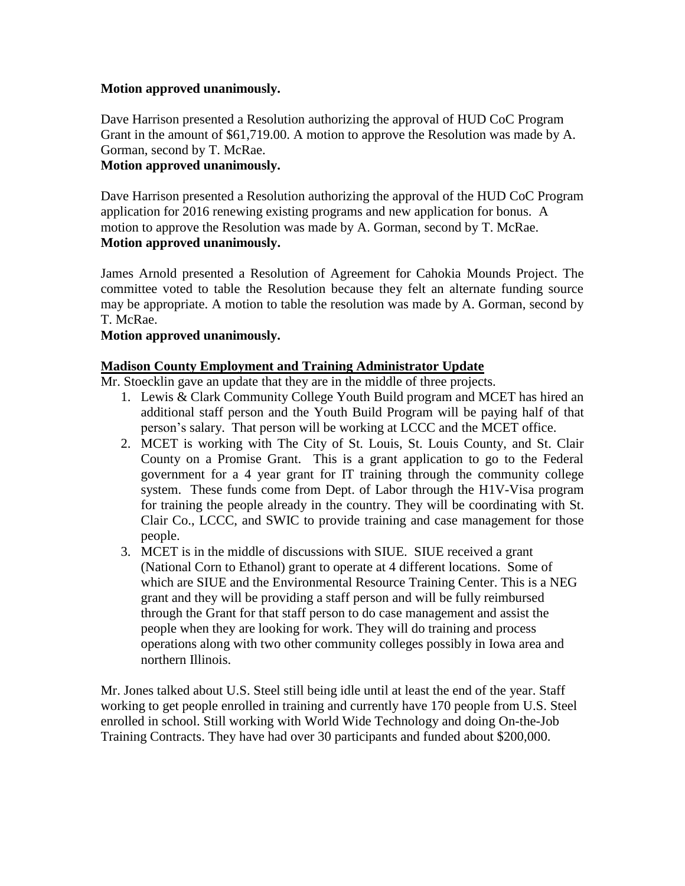**Motion approved unanimously.**

Dave Harrison presented a Resolution authorizing the approval of HUD CoC Program Grant in the amount of $61,719.00. A motion to approve the Resolution was made by A. Gorman, second by T. McRae.
**Motion approved unanimously.**

Dave Harrison presented a Resolution authorizing the approval of the HUD CoC Program application for 2016 renewing existing programs and new application for bonus. A motion to approve the Resolution was made by A. Gorman, second by T. McRae.
**Motion approved unanimously.**

James Arnold presented a Resolution of Agreement for Cahokia Mounds Project. The committee voted to table the Resolution because they felt an alternate funding source may be appropriate. A motion to table the resolution was made by A. Gorman, second by T. McRae.
**Motion approved unanimously.**

**Madison County Employment and Training Administrator Update**

Mr. Stoecklin gave an update that they are in the middle of three projects.

1. Lewis & Clark Community College Youth Build program and MCET has hired an additional staff person and the Youth Build Program will be paying half of that person's salary. That person will be working at LCCC and the MCET office.
2. MCET is working with The City of St. Louis, St. Louis County, and St. Clair County on a Promise Grant. This is a grant application to go to the Federal government for a 4 year grant for IT training through the community college system. These funds come from Dept. of Labor through the H1V-Visa program for training the people already in the country. They will be coordinating with St. Clair Co., LCCC, and SWIC to provide training and case management for those people.
3. MCET is in the middle of discussions with SIUE. SIUE received a grant (National Corn to Ethanol) grant to operate at 4 different locations. Some of which are SIUE and the Environmental Resource Training Center. This is a NEG grant and they will be providing a staff person and will be fully reimbursed through the Grant for that staff person to do case management and assist the people when they are looking for work. They will do training and process operations along with two other community colleges possibly in Iowa area and northern Illinois.

Mr. Jones talked about U.S. Steel still being idle until at least the end of the year. Staff working to get people enrolled in training and currently have 170 people from U.S. Steel enrolled in school. Still working with World Wide Technology and doing On-the-Job Training Contracts. They have had over 30 participants and funded about $200,000.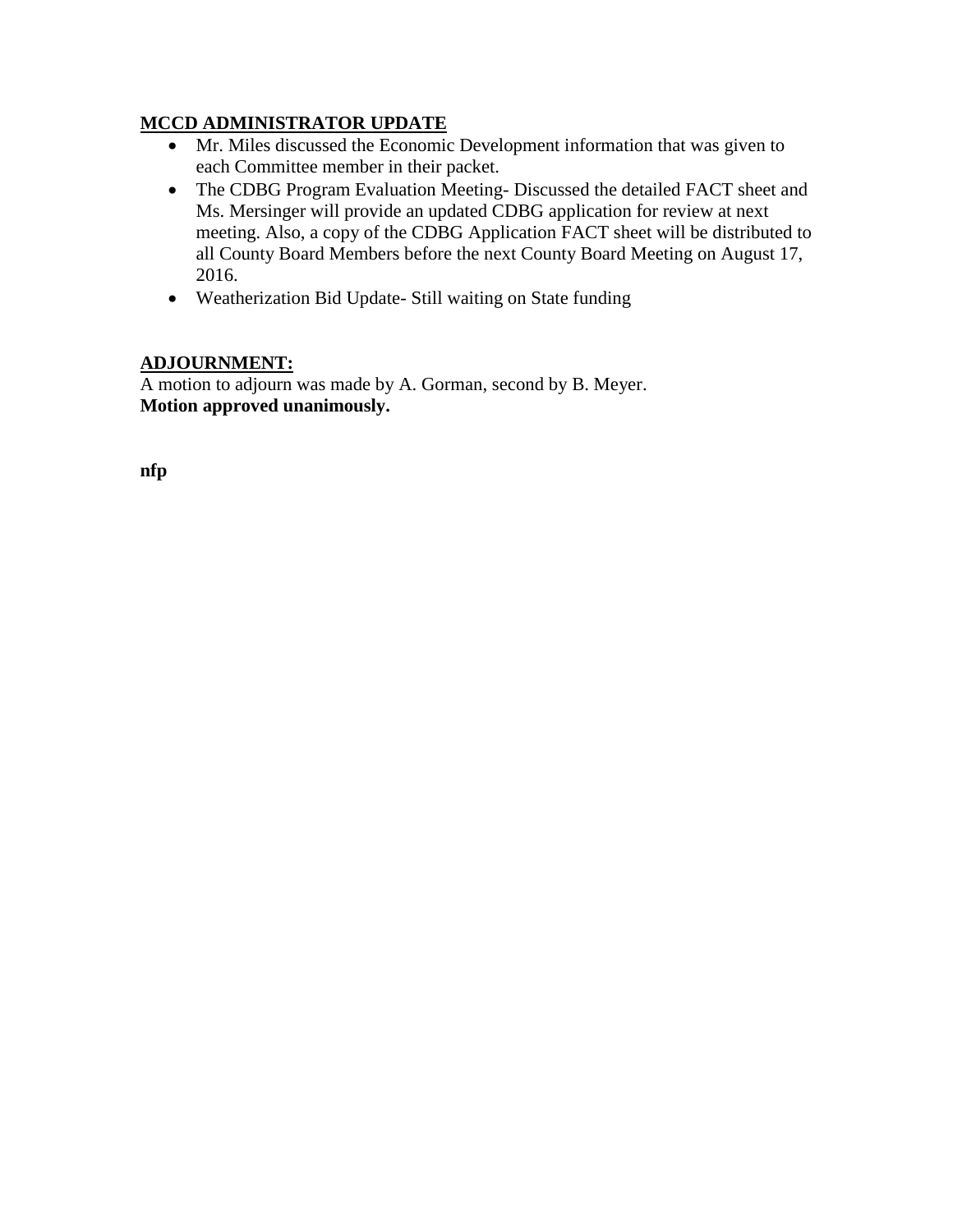**MCCD ADMINISTRATOR UPDATE**

- Mr. Miles discussed the Economic Development information that was given to each Committee member in their packet.
- The CDBG Program Evaluation Meeting- Discussed the detailed FACT sheet and Ms. Mersinger will provide an updated CDBG application for review at next meeting. Also, a copy of the CDBG Application FACT sheet will be distributed to all County Board Members before the next County Board Meeting on August 17, 2016.
- Weatherization Bid Update- Still waiting on State funding

**ADJOURNMENT:**

A motion to adjourn was made by A. Gorman, second by B. Meyer.
**Motion approved unanimously.**

**nfp**